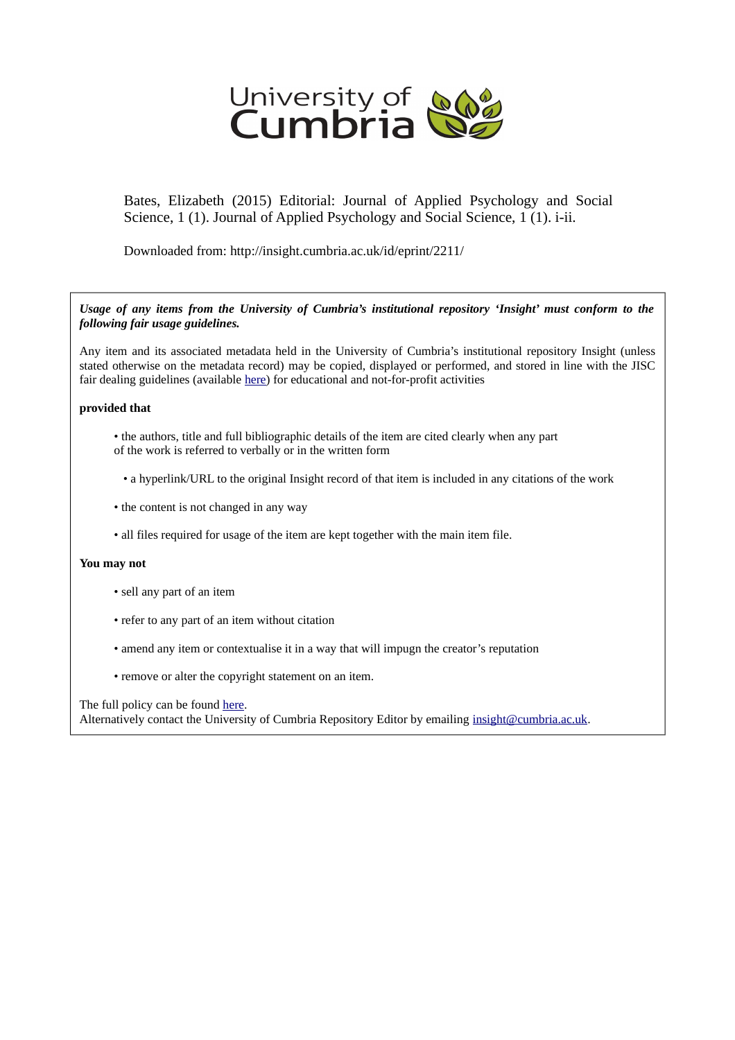University of Cumbria

Bates, Elizabeth (2015) Editorial: Journal of Applied Psychology and Social Science, 1 (1). Journal of Applied Psychology and Social Science, 1 (1). i-ii.

Downloaded from: http://insight.cumbria.ac.uk/id/eprint/2211/

***Usage of any items from the University of Cumbria's institutional repository 'Insight' must conform to the following fair usage guidelines.***

Any item and its associated metadata held in the University of Cumbria's institutional repository Insight (unless stated otherwise on the metadata record) may be copied, displayed or performed, and stored in line with the JISC fair dealing guidelines (available here) for educational and not-for-profit activities

**provided that**

- the authors, title and full bibliographic details of the item are cited clearly when any part of the work is referred to verbally or in the written form
- a hyperlink/URL to the original Insight record of that item is included in any citations of the work
- the content is not changed in any way
- all files required for usage of the item are kept together with the main item file.

**You may not**

- sell any part of an item
- refer to any part of an item without citation
- amend any item or contextualise it in a way that will impugn the creator's reputation
- remove or alter the copyright statement on an item.

The full policy can be found here.
Alternatively contact the University of Cumbria Repository Editor by emailing insight@cumbria.ac.uk.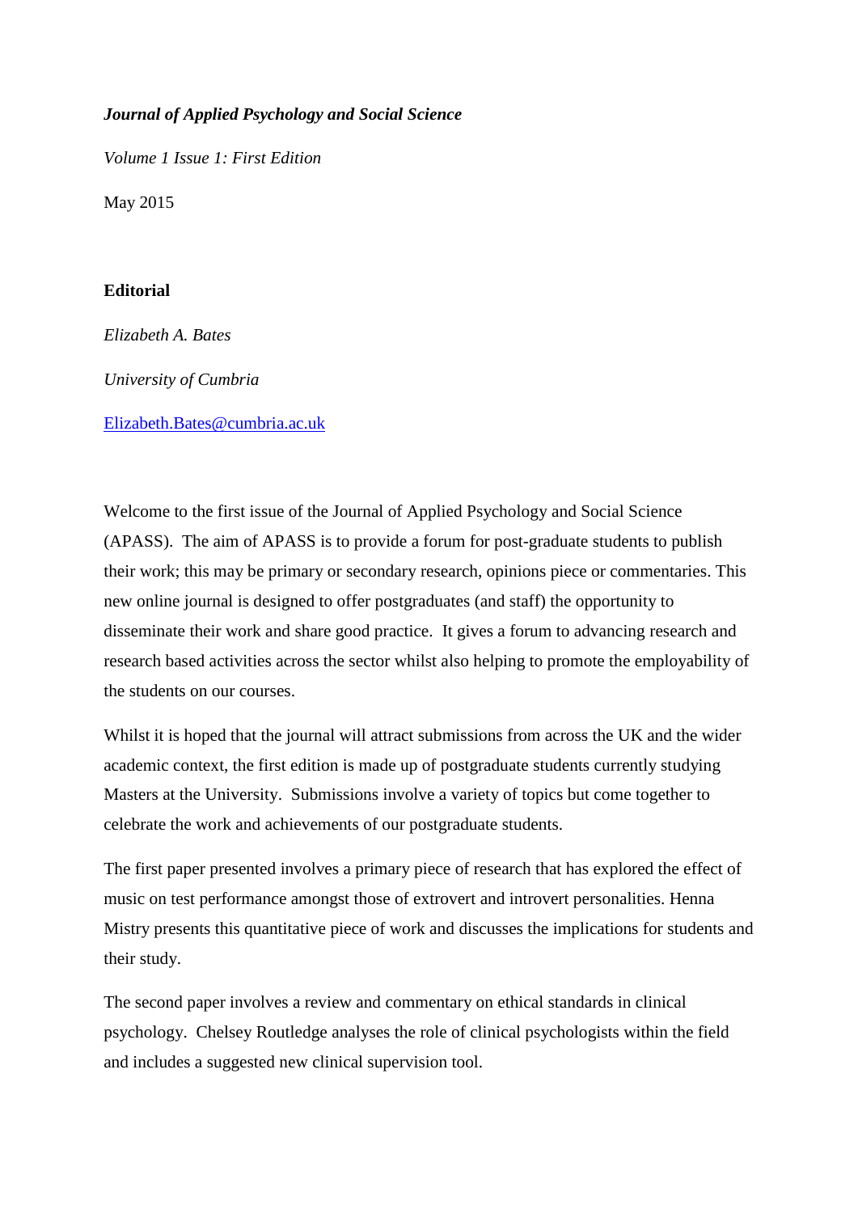***Journal of Applied Psychology and Social Science***

*Volume 1 Issue 1: First Edition*

May 2015

**Editorial**

*Elizabeth A. Bates*

*University of Cumbria*

[Elizabeth.Bates@cumbria.ac.uk](mailto:Elizabeth.Bates@cumbria.ac.uk)

Welcome to the first issue of the Journal of Applied Psychology and Social Science (APASS). The aim of APASS is to provide a forum for post-graduate students to publish their work; this may be primary or secondary research, opinions piece or commentaries. This new online journal is designed to offer postgraduates (and staff) the opportunity to disseminate their work and share good practice. It gives a forum to advancing research and research based activities across the sector whilst also helping to promote the employability of the students on our courses.

Whilst it is hoped that the journal will attract submissions from across the UK and the wider academic context, the first edition is made up of postgraduate students currently studying Masters at the University. Submissions involve a variety of topics but come together to celebrate the work and achievements of our postgraduate students.

The first paper presented involves a primary piece of research that has explored the effect of music on test performance amongst those of extrovert and introvert personalities. Henna Mistry presents this quantitative piece of work and discusses the implications for students and their study.

The second paper involves a review and commentary on ethical standards in clinical psychology. Chelsey Routledge analyses the role of clinical psychologists within the field and includes a suggested new clinical supervision tool.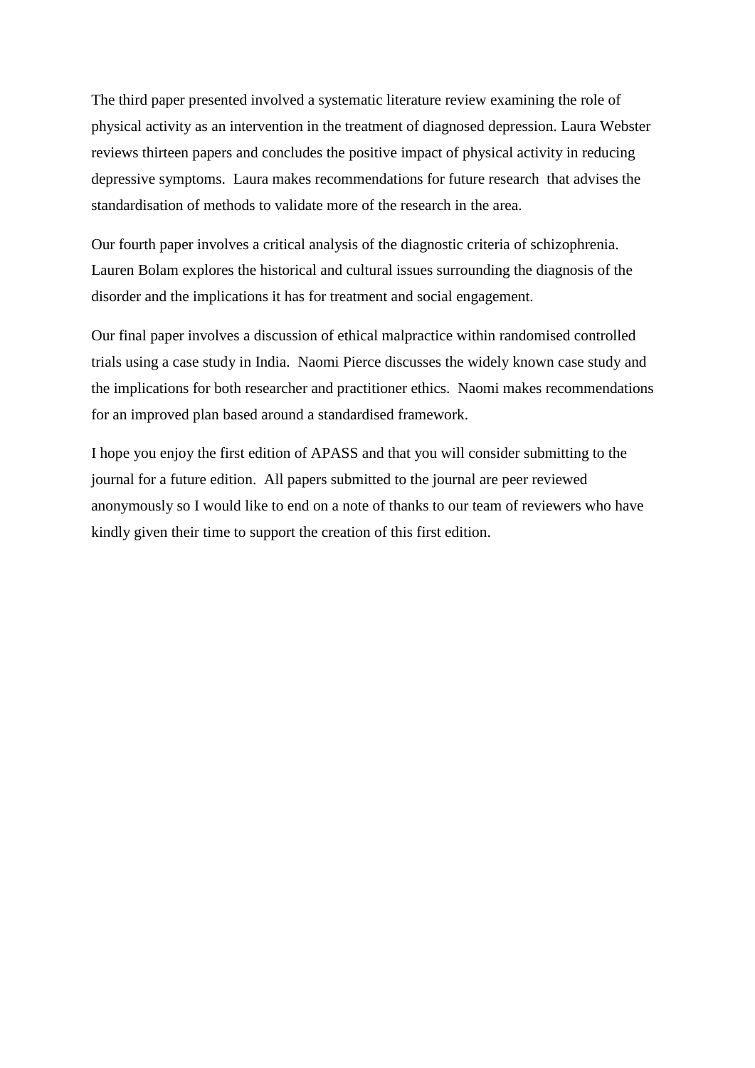The third paper presented involved a systematic literature review examining the role of physical activity as an intervention in the treatment of diagnosed depression. Laura Webster reviews thirteen papers and concludes the positive impact of physical activity in reducing depressive symptoms. Laura makes recommendations for future research that advises the standardisation of methods to validate more of the research in the area.

Our fourth paper involves a critical analysis of the diagnostic criteria of schizophrenia. Lauren Bolam explores the historical and cultural issues surrounding the diagnosis of the disorder and the implications it has for treatment and social engagement.

Our final paper involves a discussion of ethical malpractice within randomised controlled trials using a case study in India. Naomi Pierce discusses the widely known case study and the implications for both researcher and practitioner ethics. Naomi makes recommendations for an improved plan based around a standardised framework.

I hope you enjoy the first edition of APASS and that you will consider submitting to the journal for a future edition. All papers submitted to the journal are peer reviewed anonymously so I would like to end on a note of thanks to our team of reviewers who have kindly given their time to support the creation of this first edition.